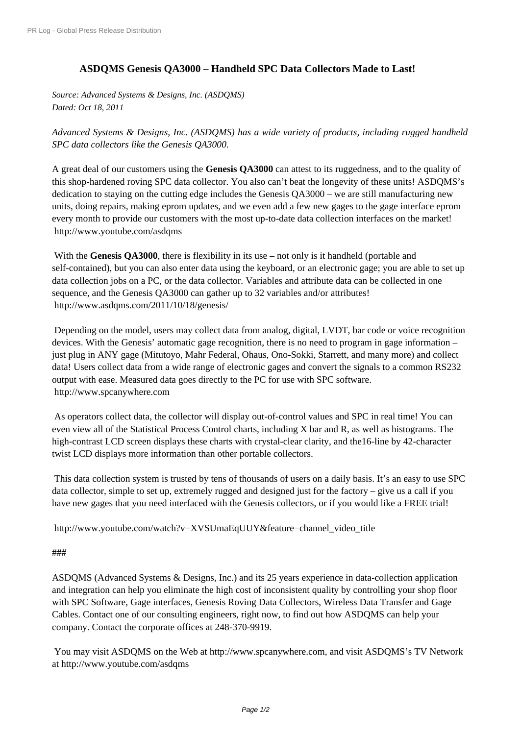# ASDQMS Genesis QA3000 – Handheld SPC Data Collectors Made to Last!

*Source: Advanced Systems & Designs, Inc. (ASDQMS)*
*Dated: Oct 18, 2011*

*Advanced Systems & Designs, Inc. (ASDQMS) has a wide variety of products, including rugged handheld SPC data collectors like the Genesis QA3000.*

A great deal of our customers using the **Genesis QA3000** can attest to its ruggedness, and to the quality of this shop-hardened roving SPC data collector. You also can't beat the longevity of these units! ASDQMS's dedication to staying on the cutting edge includes the Genesis QA3000 – we are still manufacturing new units, doing repairs, making eprom updates, and we even add a few new gages to the gage interface eprom every month to provide our customers with the most up-to-date data collection interfaces on the market! http://www.youtube.com/asdqms

With the **Genesis QA3000**, there is flexibility in its use – not only is it handheld (portable and self-contained), but you can also enter data using the keyboard, or an electronic gage; you are able to set up data collection jobs on a PC, or the data collector. Variables and attribute data can be collected in one sequence, and the Genesis QA3000 can gather up to 32 variables and/or attributes! http://www.asdqms.com/2011/10/18/genesis/

Depending on the model, users may collect data from analog, digital, LVDT, bar code or voice recognition devices. With the Genesis' automatic gage recognition, there is no need to program in gage information – just plug in ANY gage (Mitutoyo, Mahr Federal, Ohaus, Ono-Sokki, Starrett, and many more) and collect data! Users collect data from a wide range of electronic gages and convert the signals to a common RS232 output with ease. Measured data goes directly to the PC for use with SPC software. http://www.spcanywhere.com

As operators collect data, the collector will display out-of-control values and SPC in real time! You can even view all of the Statistical Process Control charts, including X bar and R, as well as histograms. The high-contrast LCD screen displays these charts with crystal-clear clarity, and the16-line by 42-character twist LCD displays more information than other portable collectors.

This data collection system is trusted by tens of thousands of users on a daily basis. It's an easy to use SPC data collector, simple to set up, extremely rugged and designed just for the factory – give us a call if you have new gages that you need interfaced with the Genesis collectors, or if you would like a FREE trial!

http://www.youtube.com/watch?v=XVSUmaEqUUY&feature=channel_video_title

###

ASDQMS (Advanced Systems & Designs, Inc.) and its 25 years experience in data-collection application and integration can help you eliminate the high cost of inconsistent quality by controlling your shop floor with SPC Software, Gage interfaces, Genesis Roving Data Collectors, Wireless Data Transfer and Gage Cables. Contact one of our consulting engineers, right now, to find out how ASDQMS can help your company. Contact the corporate offices at 248-370-9919.

You may visit ASDQMS on the Web at http://www.spcanywhere.com, and visit ASDQMS's TV Network at http://www.youtube.com/asdqms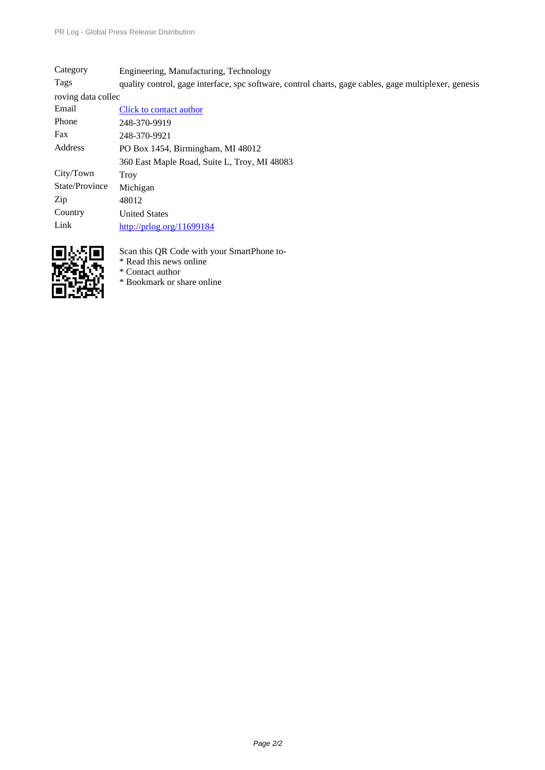| | |
|---|---|
| Category | Engineering, Manufacturing, Technology |
| Tags | quality control, gage interface, spc software, control charts, gage cables, gage multiplexer, genesis roving data collec |
| Email | [Click to contact author](#) |
| Phone | 248-370-9919 |
| Fax | 248-370-9921 |
| Address | PO Box 1454, Birmingham, MI 48012<br>360 East Maple Road, Suite L, Troy, MI 48083 |
| City/Town | Troy |
| State/Province | Michigan |
| Zip | 48012 |
| Country | United States |
| Link | [http://prlog.org/11699184](http://prlog.org/11699184) |

Scan this QR Code with your SmartPhone to-
* Read this news online
* Contact author
* Bookmark or share online